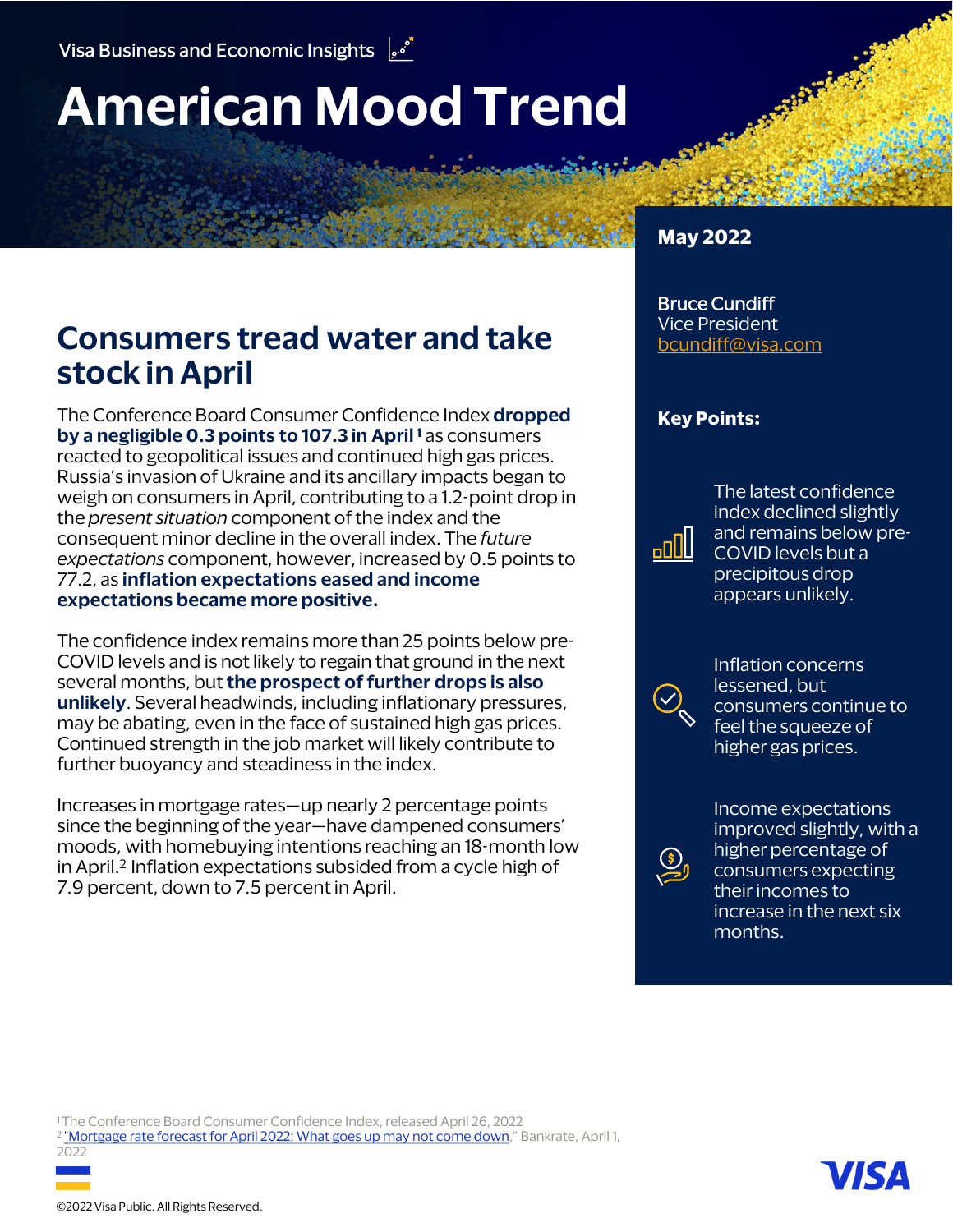Visa Business and Economic Insights

# American Mood Trend

**May 2022**

**Bruce Cundiff**
Vice President
bcundiff@visa.com

## Consumers tread water and take stock in April

The Conference Board Consumer Confidence Index **dropped by a negligible 0.3 points to 107.3 in April**[1] as consumers reacted to geopolitical issues and continued high gas prices. Russia's invasion of Ukraine and its ancillary impacts began to weigh on consumers in April, contributing to a 1.2-point drop in the *present situation* component of the index and the consequent minor decline in the overall index. The *future expectations* component, however, increased by 0.5 points to 77.2, as **inflation expectations eased and income expectations became more positive.**

The confidence index remains more than 25 points below pre-COVID levels and is not likely to regain that ground in the next several months, but **the prospect of further drops is also unlikely**. Several headwinds, including inflationary pressures, may be abating, even in the face of sustained high gas prices. Continued strength in the job market will likely contribute to further buoyancy and steadiness in the index.

Increases in mortgage rates—up nearly 2 percentage points since the beginning of the year—have dampened consumers' moods, with homebuying intentions reaching an 18-month low in April.[2] Inflation expectations subsided from a cycle high of 7.9 percent, down to 7.5 percent in April.

**Key Points:**

- The latest confidence index declined slightly and remains below pre-COVID levels but a precipitous drop appears unlikely.
- Inflation concerns lessened, but consumers continue to feel the squeeze of higher gas prices.
- Income expectations improved slightly, with a higher percentage of consumers expecting their incomes to increase in the next six months.

[1] The Conference Board Consumer Confidence Index, released April 26, 2022
[2] "Mortgage rate forecast for April 2022: What goes up may not come down," Bankrate, April 1, 2022

©2022 Visa Public. All Rights Reserved.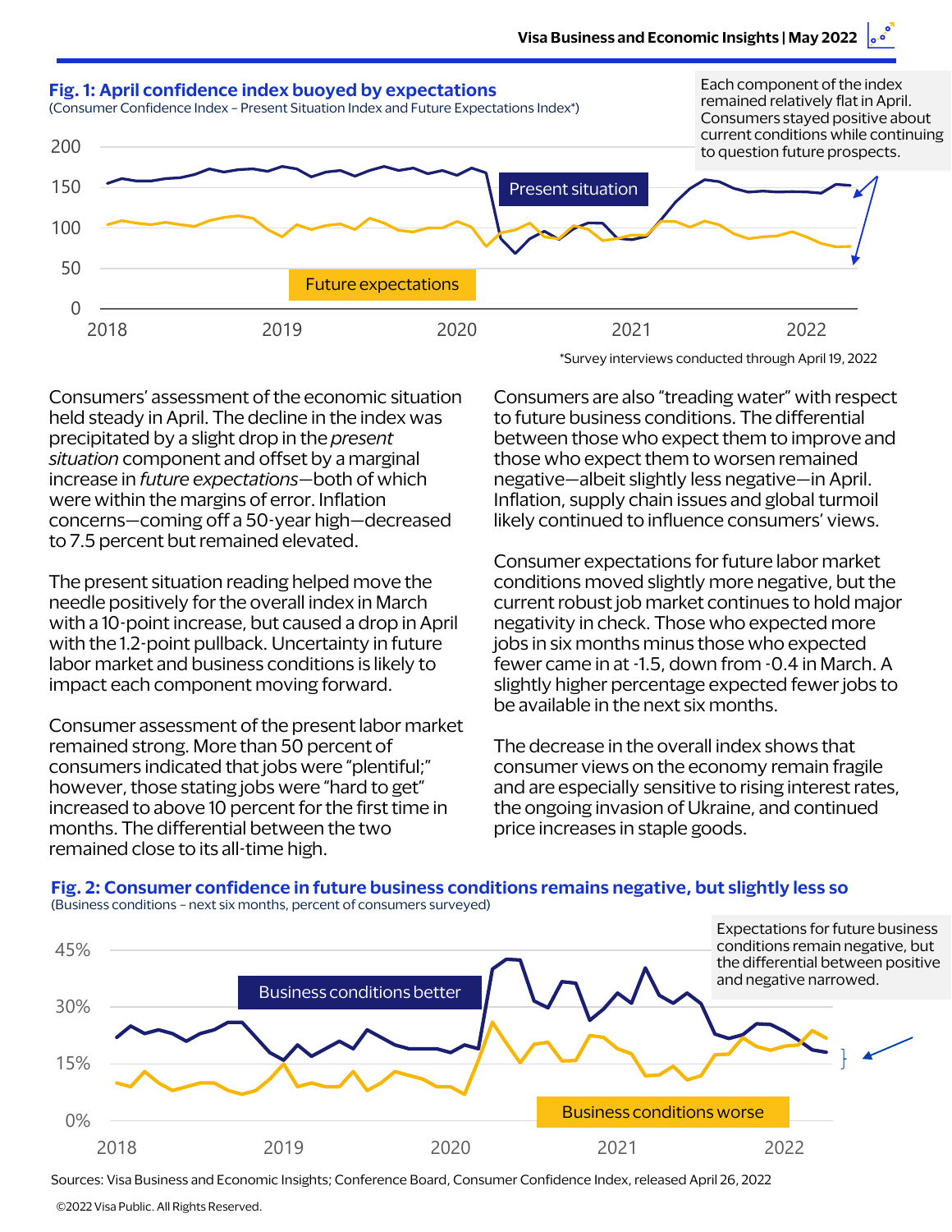**Fig. 1: April confidence index buoyed by expectations**
(Consumer Confidence Index – Present Situation Index and Future Expectations Index*)

Each component of the index remained relatively flat in April. Consumers stayed positive about current conditions while continuing to question future prospects.

*Survey interviews conducted through April 19, 2022

Consumers' assessment of the economic situation held steady in April. The decline in the index was precipitated by a slight drop in the *present situation* component and offset by a marginal increase in *future expectations*—both of which were within the margins of error. Inflation concerns—coming off a 50-year high—decreased to 7.5 percent but remained elevated.

The present situation reading helped move the needle positively for the overall index in March with a 10-point increase, but caused a drop in April with the 1.2-point pullback. Uncertainty in future labor market and business conditions is likely to impact each component moving forward.

Consumer assessment of the present labor market remained strong. More than 50 percent of consumers indicated that jobs were "plentiful;" however, those stating jobs were "hard to get" increased to above 10 percent for the first time in months. The differential between the two remained close to its all-time high.

Consumers are also "treading water" with respect to future business conditions. The differential between those who expect them to improve and those who expect them to worsen remained negative—albeit slightly less negative—in April. Inflation, supply chain issues and global turmoil likely continued to influence consumers' views.

Consumer expectations for future labor market conditions moved slightly more negative, but the current robust job market continues to hold major negativity in check. Those who expected more jobs in six months minus those who expected fewer came in at -1.5, down from -0.4 in March. A slightly higher percentage expected fewer jobs to be available in the next six months.

The decrease in the overall index shows that consumer views on the economy remain fragile and are especially sensitive to rising interest rates, the ongoing invasion of Ukraine, and continued price increases in staple goods.

**Fig. 2: Consumer confidence in future business conditions remains negative, but slightly less so**
(Business conditions – next six months, percent of consumers surveyed)

Expectations for future business conditions remain negative, but the differential between positive and negative narrowed.

Sources: Visa Business and Economic Insights; Conference Board, Consumer Confidence Index, released April 26, 2022

©2022 Visa Public. All Rights Reserved.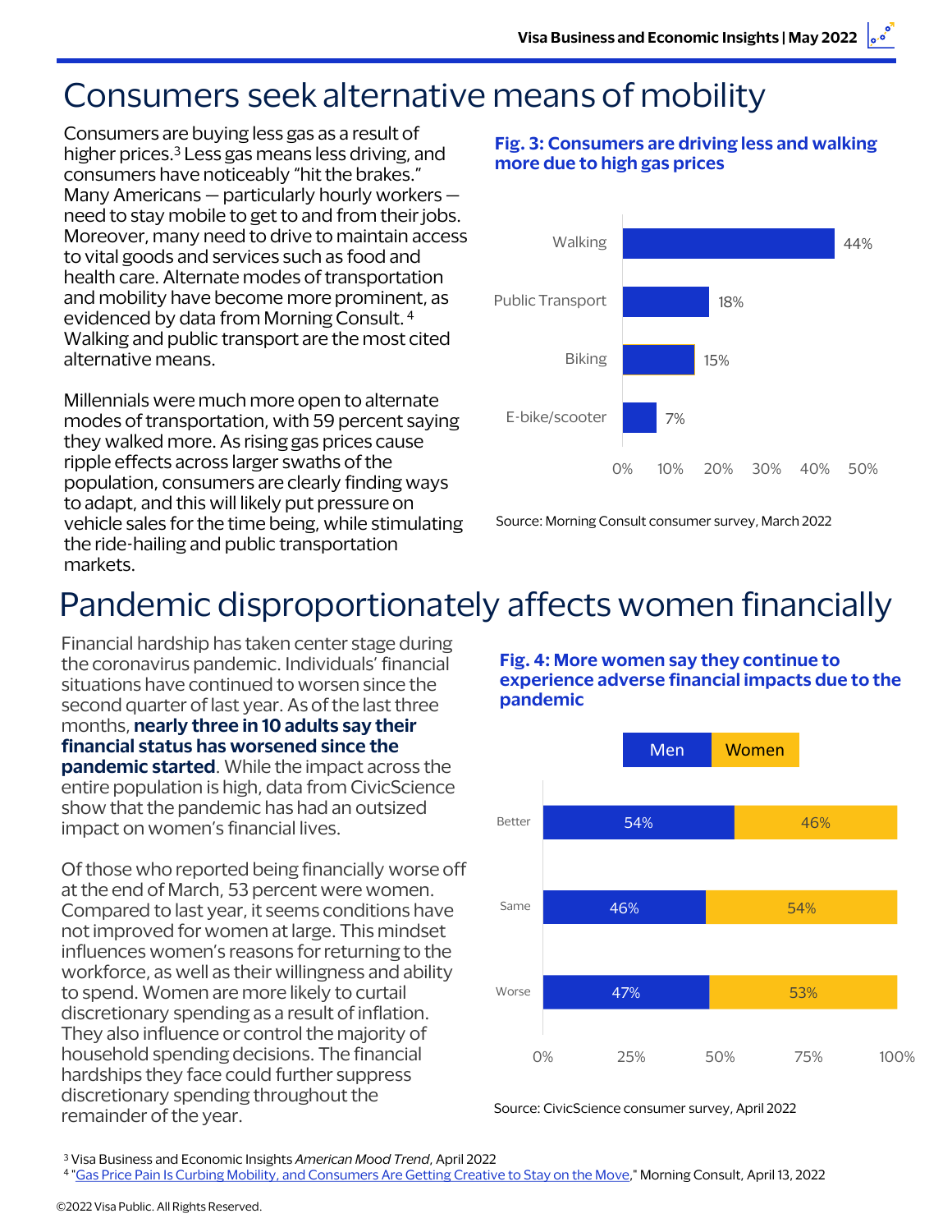# Consumers seek alternative means of mobility

Consumers are buying less gas as a result of higher prices.[3] Less gas means less driving, and consumers have noticeably "hit the brakes." Many Americans — particularly hourly workers — need to stay mobile to get to and from their jobs. Moreover, many need to drive to maintain access to vital goods and services such as food and health care. Alternate modes of transportation and mobility have become more prominent, as evidenced by data from Morning Consult.[4] Walking and public transport are the most cited alternative means.

Millennials were much more open to alternate modes of transportation, with 59 percent saying they walked more. As rising gas prices cause ripple effects across larger swaths of the population, consumers are clearly finding ways to adapt, and this will likely put pressure on vehicle sales for the time being, while stimulating the ride-hailing and public transportation markets.

**Fig. 3: Consumers are driving less and walking more due to high gas prices**

| Mode | Share |
|---|---|
| Walking | 44% |
| Public Transport | 18% |
| Biking | 15% |
| E-bike/scooter | 7% |

Source: Morning Consult consumer survey, March 2022

# Pandemic disproportionately affects women financially

Financial hardship has taken center stage during the coronavirus pandemic. Individuals' financial situations have continued to worsen since the second quarter of last year. As of the last three months, **nearly three in 10 adults say their financial status has worsened since the pandemic started**. While the impact across the entire population is high, data from CivicScience show that the pandemic has had an outsized impact on women's financial lives.

Of those who reported being financially worse off at the end of March, 53 percent were women. Compared to last year, it seems conditions have not improved for women at large. This mindset influences women's reasons for returning to the workforce, as well as their willingness and ability to spend. Women are more likely to curtail discretionary spending as a result of inflation. They also influence or control the majority of household spending decisions. The financial hardships they face could further suppress discretionary spending throughout the remainder of the year.

**Fig. 4: More women say they continue to experience adverse financial impacts due to the pandemic**

| | Men | Women |
|---|---|---|
| Better | 54% | 46% |
| Same | 46% | 54% |
| Worse | 47% | 53% |

Source: CivicScience consumer survey, April 2022

[3] Visa Business and Economic Insights *American Mood Trend*, April 2022
[4] "Gas Price Pain Is Curbing Mobility, and Consumers Are Getting Creative to Stay on the Move," Morning Consult, April 13, 2022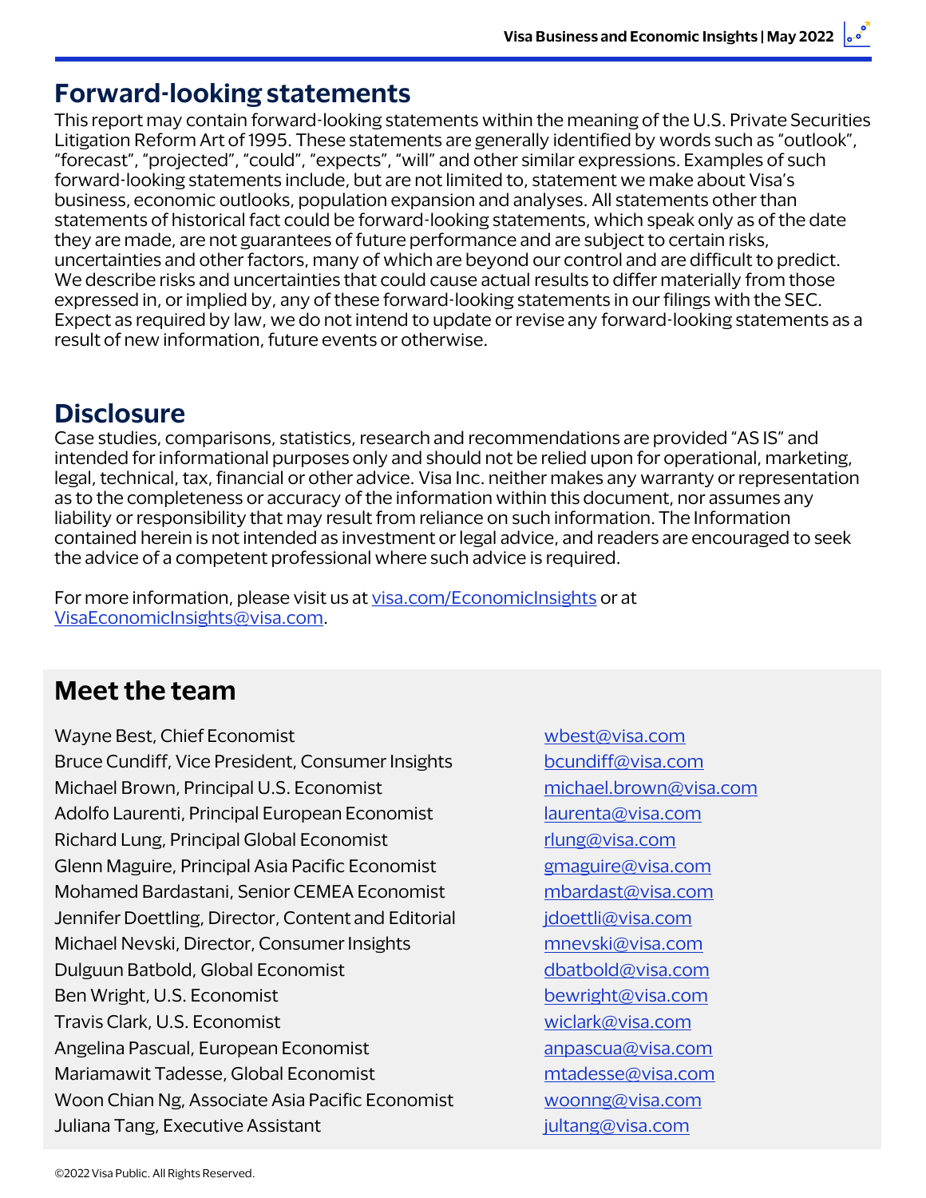## Forward-looking statements

This report may contain forward-looking statements within the meaning of the U.S. Private Securities Litigation Reform Art of 1995. These statements are generally identified by words such as "outlook", "forecast", "projected", "could", "expects", "will" and other similar expressions. Examples of such forward-looking statements include, but are not limited to, statement we make about Visa's business, economic outlooks, population expansion and analyses. All statements other than statements of historical fact could be forward-looking statements, which speak only as of the date they are made, are not guarantees of future performance and are subject to certain risks, uncertainties and other factors, many of which are beyond our control and are difficult to predict. We describe risks and uncertainties that could cause actual results to differ materially from those expressed in, or implied by, any of these forward-looking statements in our filings with the SEC. Expect as required by law, we do not intend to update or revise any forward-looking statements as a result of new information, future events or otherwise.

## Disclosure

Case studies, comparisons, statistics, research and recommendations are provided "AS IS" and intended for informational purposes only and should not be relied upon for operational, marketing, legal, technical, tax, financial or other advice. Visa Inc. neither makes any warranty or representation as to the completeness or accuracy of the information within this document, nor assumes any liability or responsibility that may result from reliance on such information. The Information contained herein is not intended as investment or legal advice, and readers are encouraged to seek the advice of a competent professional where such advice is required.

For more information, please visit us at [visa.com/EconomicInsights](visa.com/EconomicInsights) or at [VisaEconomicInsights@visa.com](mailto:VisaEconomicInsights@visa.com).

## Meet the team

| | |
|---|---|
| Wayne Best, Chief Economist | wbest@visa.com |
| Bruce Cundiff, Vice President, Consumer Insights | bcundiff@visa.com |
| Michael Brown, Principal U.S. Economist | michael.brown@visa.com |
| Adolfo Laurenti, Principal European Economist | laurenta@visa.com |
| Richard Lung, Principal Global Economist | rlung@visa.com |
| Glenn Maguire, Principal Asia Pacific Economist | gmaguire@visa.com |
| Mohamed Bardastani, Senior CEMEA Economist | mbardast@visa.com |
| Jennifer Doettling, Director, Content and Editorial | jdoettli@visa.com |
| Michael Nevski, Director, Consumer Insights | mnevski@visa.com |
| Dulguun Batbold, Global Economist | dbatbold@visa.com |
| Ben Wright, U.S. Economist | bewright@visa.com |
| Travis Clark, U.S. Economist | wiclark@visa.com |
| Angelina Pascual, European Economist | anpascua@visa.com |
| Mariamawit Tadesse, Global Economist | mtadesse@visa.com |
| Woon Chian Ng, Associate Asia Pacific Economist | woonng@visa.com |
| Juliana Tang, Executive Assistant | jultang@visa.com |

©2022 Visa Public. All Rights Reserved.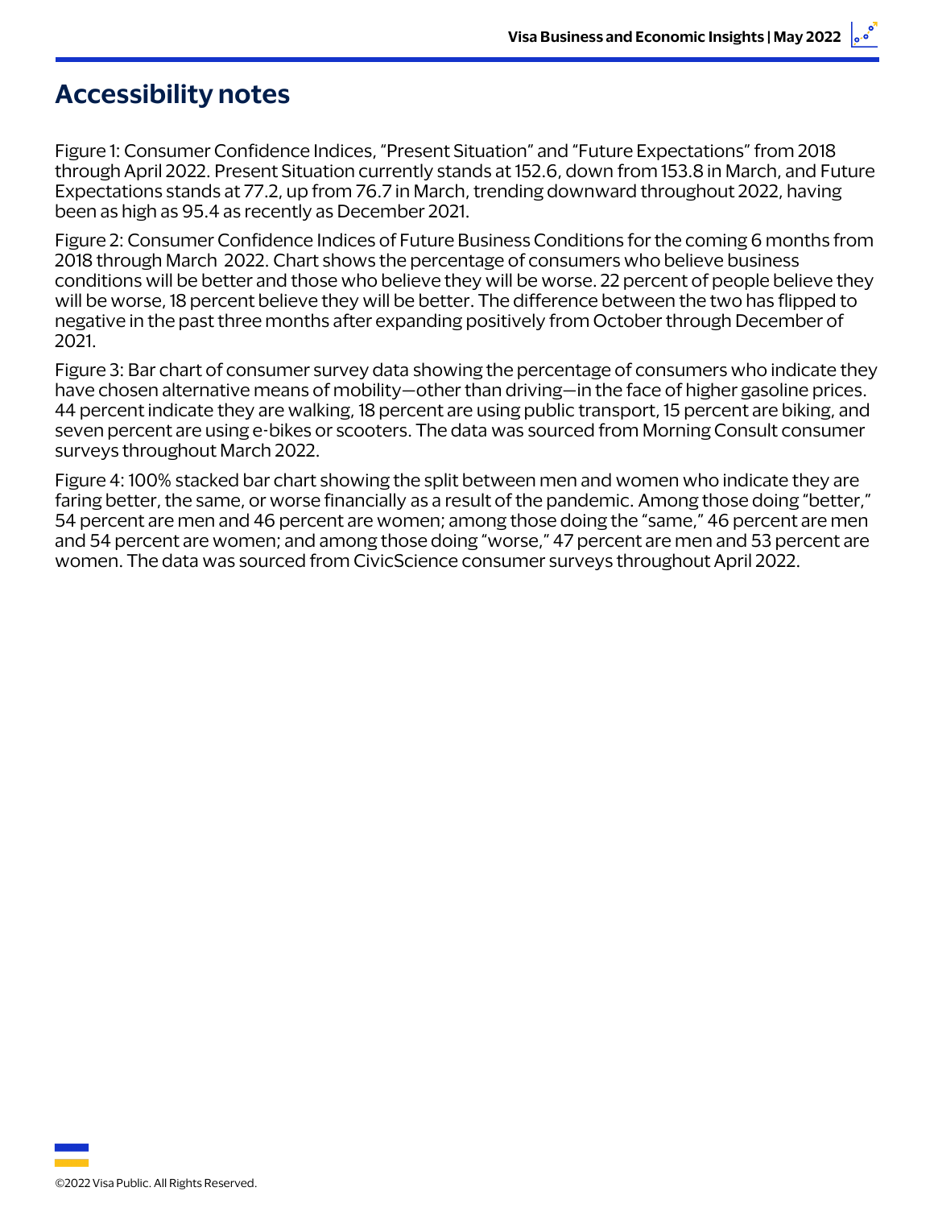## Accessibility notes

Figure 1: Consumer Confidence Indices, "Present Situation" and "Future Expectations" from 2018 through April 2022. Present Situation currently stands at 152.6, down from 153.8 in March, and Future Expectations stands at 77.2, up from 76.7 in March, trending downward throughout 2022, having been as high as 95.4 as recently as December 2021.

Figure 2: Consumer Confidence Indices of Future Business Conditions for the coming 6 months from 2018 through March 2022. Chart shows the percentage of consumers who believe business conditions will be better and those who believe they will be worse. 22 percent of people believe they will be worse, 18 percent believe they will be better. The difference between the two has flipped to negative in the past three months after expanding positively from October through December of 2021.

Figure 3: Bar chart of consumer survey data showing the percentage of consumers who indicate they have chosen alternative means of mobility—other than driving—in the face of higher gasoline prices. 44 percent indicate they are walking, 18 percent are using public transport, 15 percent are biking, and seven percent are using e-bikes or scooters. The data was sourced from Morning Consult consumer surveys throughout March 2022.

Figure 4: 100% stacked bar chart showing the split between men and women who indicate they are faring better, the same, or worse financially as a result of the pandemic. Among those doing "better," 54 percent are men and 46 percent are women; among those doing the "same," 46 percent are men and 54 percent are women; and among those doing "worse," 47 percent are men and 53 percent are women. The data was sourced from CivicScience consumer surveys throughout April 2022.

©2022 Visa Public. All Rights Reserved.